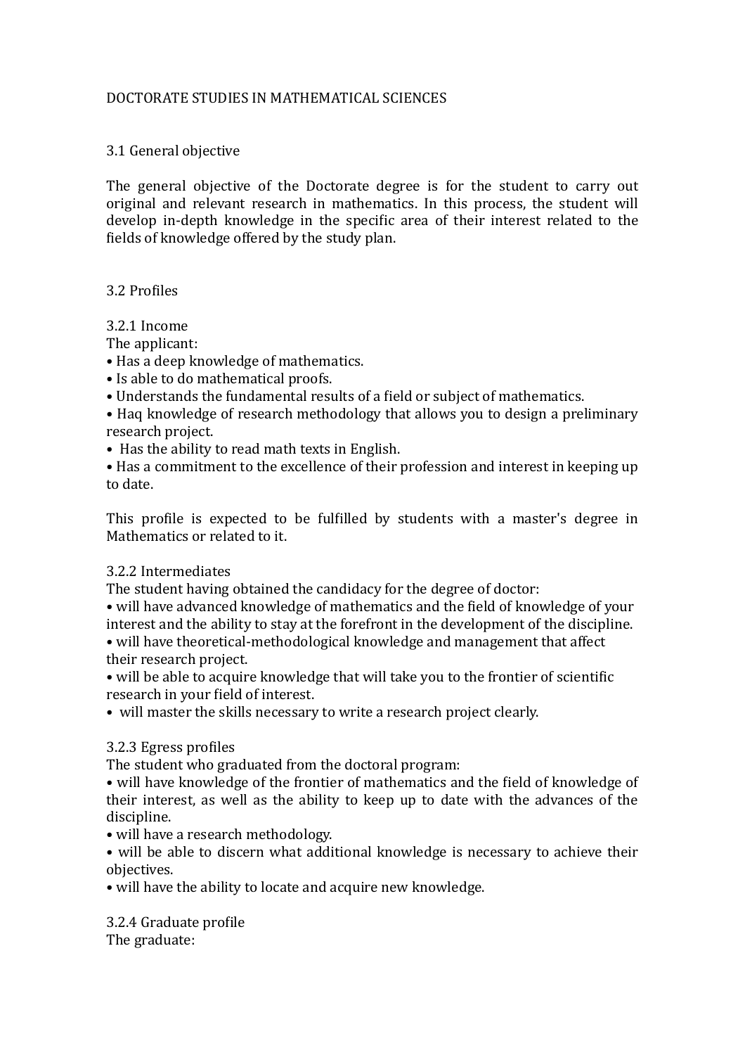# DOCTORATE STUDIES IN MATHEMATICAL SCIENCES

## 3.1 General objective

The general objective of the Doctorate degree is for the student to carry out original and relevant research in mathematics. In this process, the student will develop in-depth knowledge in the specific area of their interest related to the fields of knowledge offered by the study plan.

## 3.2 Profiles

### 3.2.1 Income

The applicant:

- Has a deep knowledge of mathematics.
- Is able to do mathematical proofs.
- Understands the fundamental results of a field or subject of mathematics.
- Haq knowledge of research methodology that allows you to design a preliminary research project.
- Has the ability to read math texts in English.
- Has a commitment to the excellence of their profession and interest in keeping up to date.

This profile is expected to be fulfilled by students with a master's degree in Mathematics or related to it.

### 3.2.2 Intermediates

The student having obtained the candidacy for the degree of doctor:

- will have advanced knowledge of mathematics and the field of knowledge of your interest and the ability to stay at the forefront in the development of the discipline.
- will have theoretical-methodological knowledge and management that affect their research project.
- will be able to acquire knowledge that will take you to the frontier of scientific research in your field of interest.
- will master the skills necessary to write a research project clearly.

### 3.2.3 Egress profiles

The student who graduated from the doctoral program:

- will have knowledge of the frontier of mathematics and the field of knowledge of their interest, as well as the ability to keep up to date with the advances of the discipline.
- will have a research methodology.
- will be able to discern what additional knowledge is necessary to achieve their objectives.
- will have the ability to locate and acquire new knowledge.

### 3.2.4 Graduate profile

The graduate: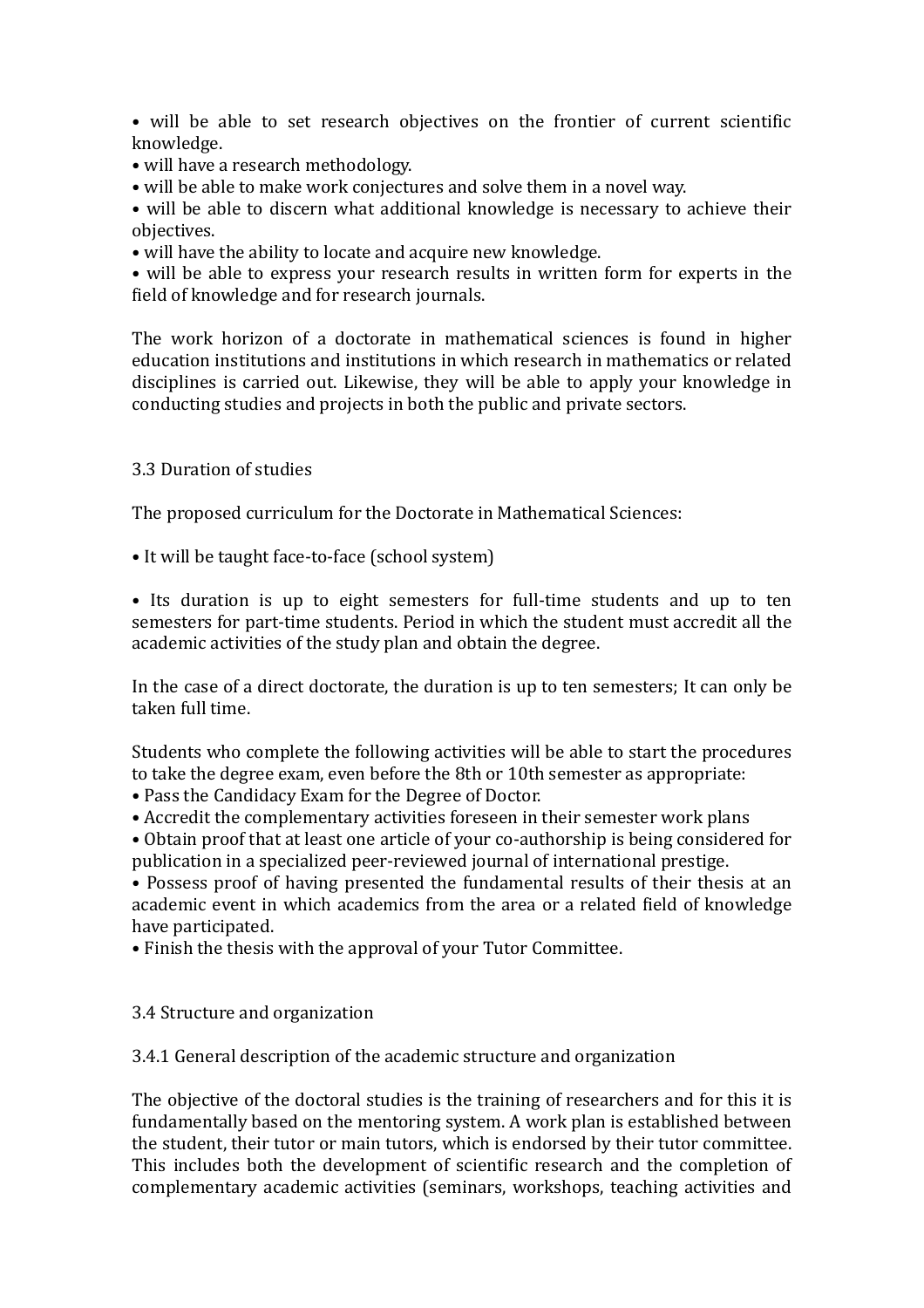- will be able to set research objectives on the frontier of current scientific knowledge.
- will have a research methodology.
- will be able to make work conjectures and solve them in a novel way.
- will be able to discern what additional knowledge is necessary to achieve their objectives.
- will have the ability to locate and acquire new knowledge.
- will be able to express your research results in written form for experts in the field of knowledge and for research journals.

The work horizon of a doctorate in mathematical sciences is found in higher education institutions and institutions in which research in mathematics or related disciplines is carried out. Likewise, they will be able to apply your knowledge in conducting studies and projects in both the public and private sectors.

### 3.3 Duration of studies

The proposed curriculum for the Doctorate in Mathematical Sciences:

- It will be taught face-to-face (school system)

- Its duration is up to eight semesters for full-time students and up to ten semesters for part-time students. Period in which the student must accredit all the academic activities of the study plan and obtain the degree.

In the case of a direct doctorate, the duration is up to ten semesters; It can only be taken full time.

Students who complete the following activities will be able to start the procedures to take the degree exam, even before the 8th or 10th semester as appropriate:

- Pass the Candidacy Exam for the Degree of Doctor.
- Accredit the complementary activities foreseen in their semester work plans
- Obtain proof that at least one article of your co-authorship is being considered for publication in a specialized peer-reviewed journal of international prestige.
- Possess proof of having presented the fundamental results of their thesis at an academic event in which academics from the area or a related field of knowledge have participated.
- Finish the thesis with the approval of your Tutor Committee.

### 3.4 Structure and organization

#### 3.4.1 General description of the academic structure and organization

The objective of the doctoral studies is the training of researchers and for this it is fundamentally based on the mentoring system. A work plan is established between the student, their tutor or main tutors, which is endorsed by their tutor committee. This includes both the development of scientific research and the completion of complementary academic activities (seminars, workshops, teaching activities and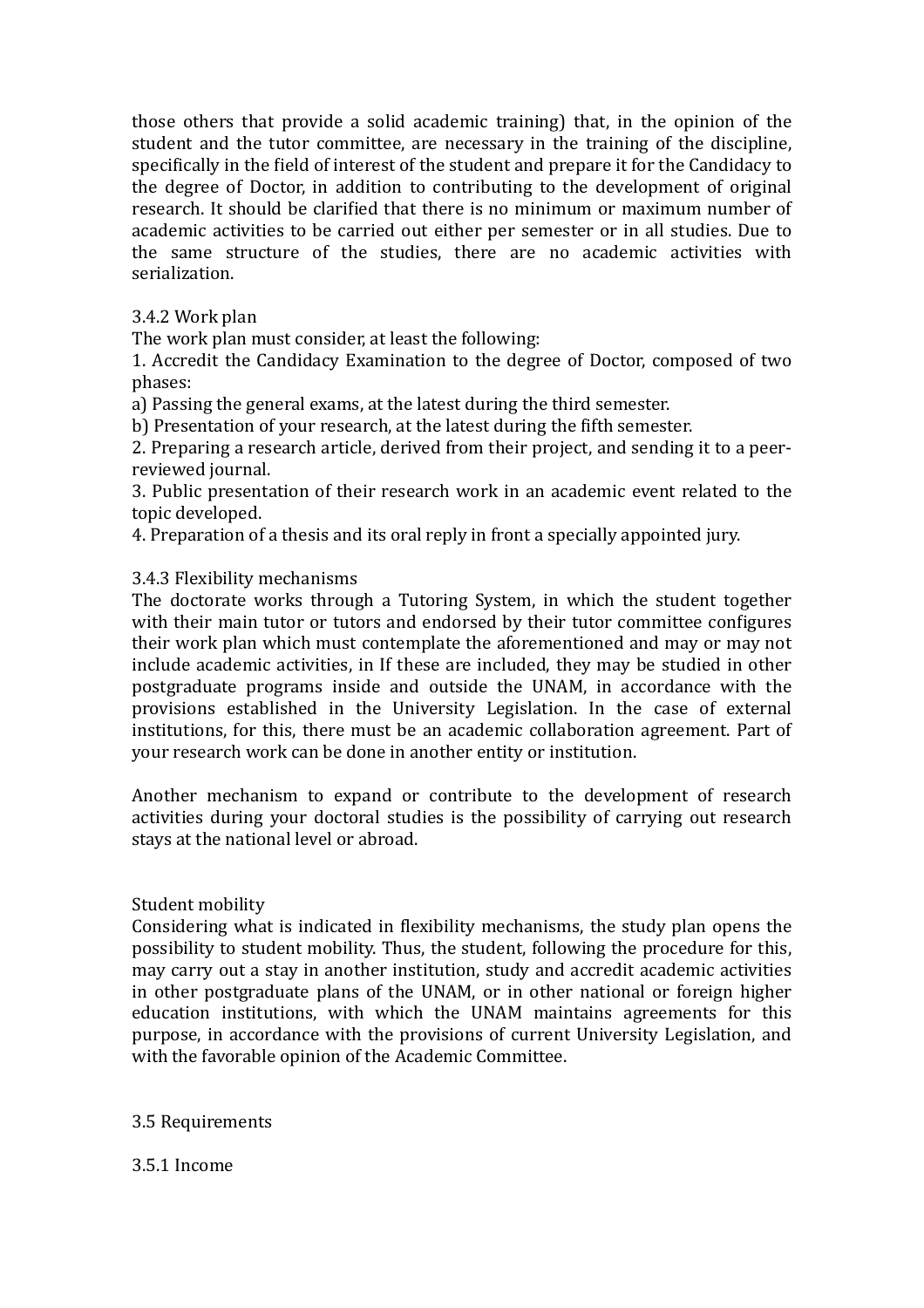those others that provide a solid academic training) that, in the opinion of the student and the tutor committee, are necessary in the training of the discipline, specifically in the field of interest of the student and prepare it for the Candidacy to the degree of Doctor, in addition to contributing to the development of original research. It should be clarified that there is no minimum or maximum number of academic activities to be carried out either per semester or in all studies. Due to the same structure of the studies, there are no academic activities with serialization.

### 3.4.2 Work plan

The work plan must consider, at least the following:

1. Accredit the Candidacy Examination to the degree of Doctor, composed of two phases:

a) Passing the general exams, at the latest during the third semester.

b) Presentation of your research, at the latest during the fifth semester.

2. Preparing a research article, derived from their project, and sending it to a peer-reviewed journal.

3. Public presentation of their research work in an academic event related to the topic developed.

4. Preparation of a thesis and its oral reply in front a specially appointed jury.

### 3.4.3 Flexibility mechanisms

The doctorate works through a Tutoring System, in which the student together with their main tutor or tutors and endorsed by their tutor committee configures their work plan which must contemplate the aforementioned and may or may not include academic activities, in If these are included, they may be studied in other postgraduate programs inside and outside the UNAM, in accordance with the provisions established in the University Legislation. In the case of external institutions, for this, there must be an academic collaboration agreement. Part of your research work can be done in another entity or institution.

Another mechanism to expand or contribute to the development of research activities during your doctoral studies is the possibility of carrying out research stays at the national level or abroad.

### Student mobility

Considering what is indicated in flexibility mechanisms, the study plan opens the possibility to student mobility. Thus, the student, following the procedure for this, may carry out a stay in another institution, study and accredit academic activities in other postgraduate plans of the UNAM, or in other national or foreign higher education institutions, with which the UNAM maintains agreements for this purpose, in accordance with the provisions of current University Legislation, and with the favorable opinion of the Academic Committee.

## 3.5 Requirements

### 3.5.1 Income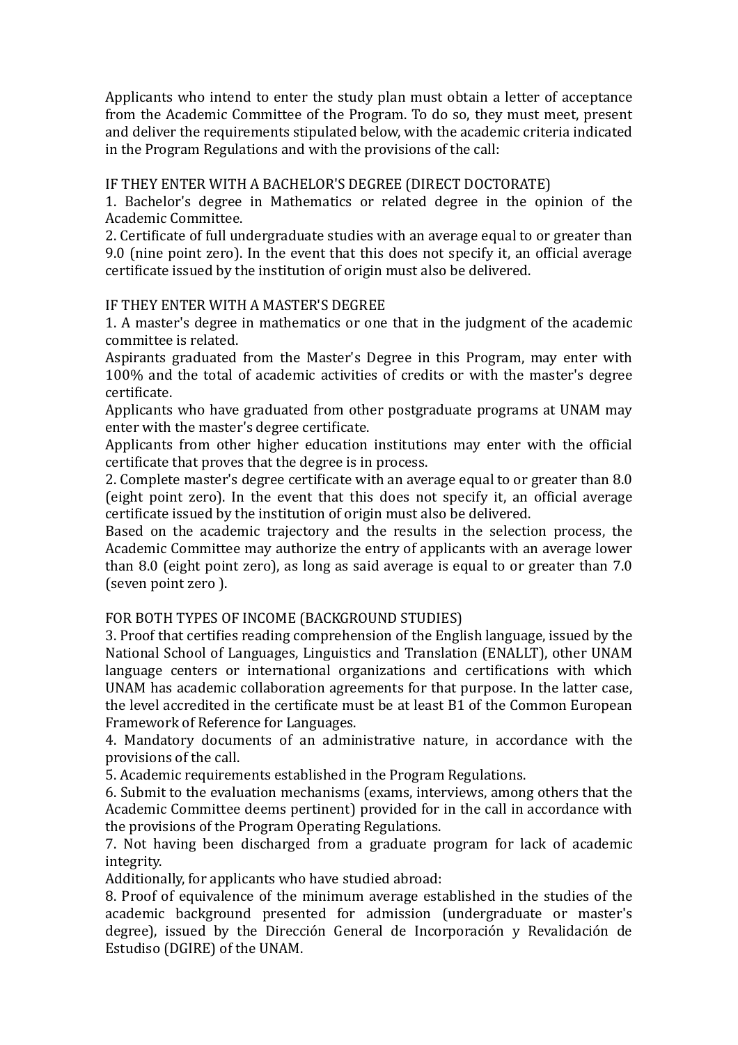Applicants who intend to enter the study plan must obtain a letter of acceptance from the Academic Committee of the Program. To do so, they must meet, present and deliver the requirements stipulated below, with the academic criteria indicated in the Program Regulations and with the provisions of the call:

IF THEY ENTER WITH A BACHELOR'S DEGREE (DIRECT DOCTORATE)

1. Bachelor's degree in Mathematics or related degree in the opinion of the Academic Committee.
2. Certificate of full undergraduate studies with an average equal to or greater than 9.0 (nine point zero). In the event that this does not specify it, an official average certificate issued by the institution of origin must also be delivered.

IF THEY ENTER WITH A MASTER'S DEGREE

1. A master's degree in mathematics or one that in the judgment of the academic committee is related.

Aspirants graduated from the Master's Degree in this Program, may enter with 100% and the total of academic activities of credits or with the master's degree certificate.

Applicants who have graduated from other postgraduate programs at UNAM may enter with the master's degree certificate.

Applicants from other higher education institutions may enter with the official certificate that proves that the degree is in process.

2. Complete master's degree certificate with an average equal to or greater than 8.0 (eight point zero). In the event that this does not specify it, an official average certificate issued by the institution of origin must also be delivered.

Based on the academic trajectory and the results in the selection process, the Academic Committee may authorize the entry of applicants with an average lower than 8.0 (eight point zero), as long as said average is equal to or greater than 7.0 (seven point zero ).

FOR BOTH TYPES OF INCOME (BACKGROUND STUDIES)

3. Proof that certifies reading comprehension of the English language, issued by the National School of Languages, Linguistics and Translation (ENALLT), other UNAM language centers or international organizations and certifications with which UNAM has academic collaboration agreements for that purpose. In the latter case, the level accredited in the certificate must be at least B1 of the Common European Framework of Reference for Languages.
4. Mandatory documents of an administrative nature, in accordance with the provisions of the call.
5. Academic requirements established in the Program Regulations.
6. Submit to the evaluation mechanisms (exams, interviews, among others that the Academic Committee deems pertinent) provided for in the call in accordance with the provisions of the Program Operating Regulations.
7. Not having been discharged from a graduate program for lack of academic integrity.

Additionally, for applicants who have studied abroad:

8. Proof of equivalence of the minimum average established in the studies of the academic background presented for admission (undergraduate or master's degree), issued by the Dirección General de Incorporación y Revalidación de Estudiso (DGIRE) of the UNAM.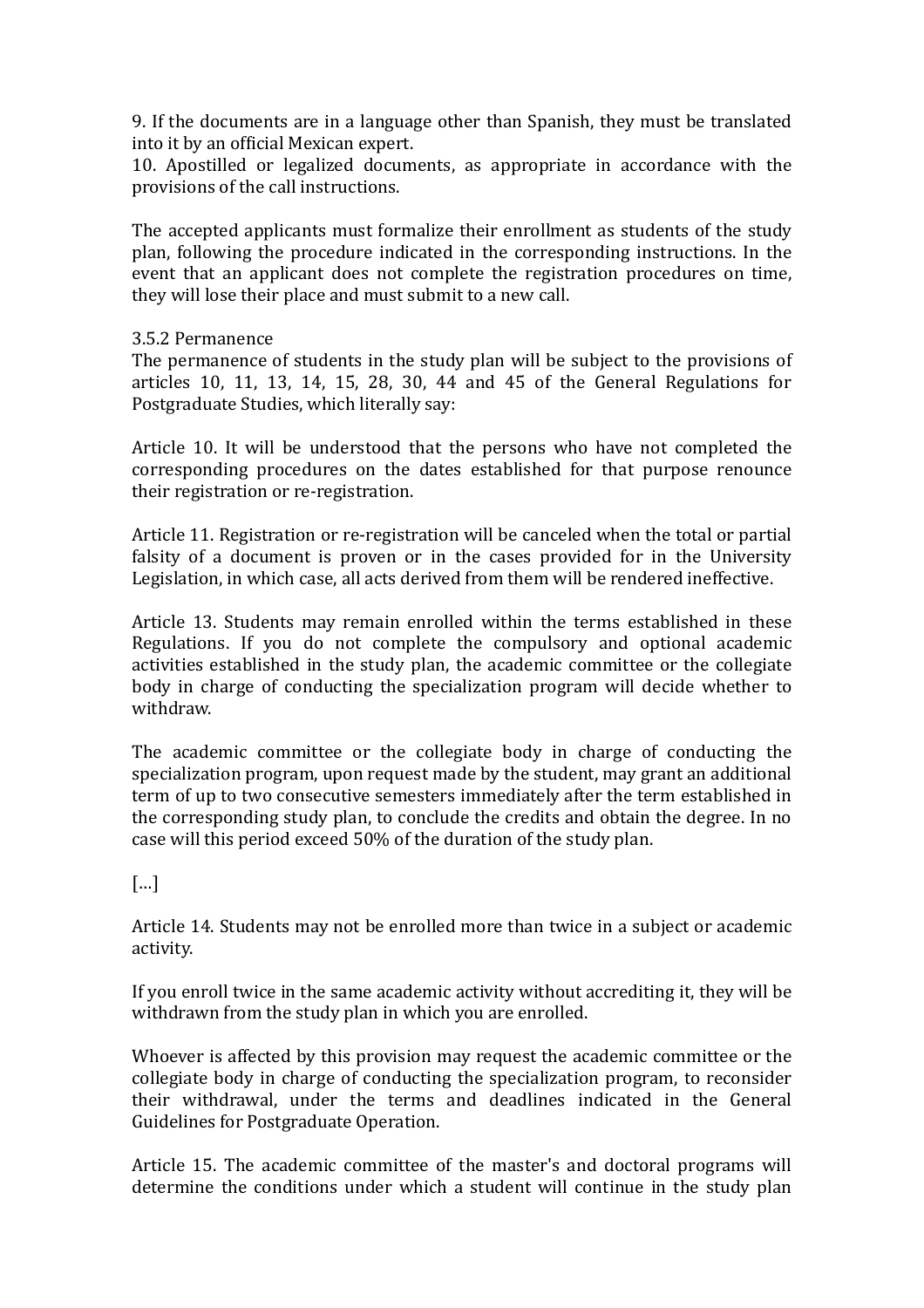9. If the documents are in a language other than Spanish, they must be translated into it by an official Mexican expert.
10. Apostilled or legalized documents, as appropriate in accordance with the provisions of the call instructions.

The accepted applicants must formalize their enrollment as students of the study plan, following the procedure indicated in the corresponding instructions. In the event that an applicant does not complete the registration procedures on time, they will lose their place and must submit to a new call.

3.5.2 Permanence

The permanence of students in the study plan will be subject to the provisions of articles 10, 11, 13, 14, 15, 28, 30, 44 and 45 of the General Regulations for Postgraduate Studies, which literally say:

Article 10. It will be understood that the persons who have not completed the corresponding procedures on the dates established for that purpose renounce their registration or re-registration.

Article 11. Registration or re-registration will be canceled when the total or partial falsity of a document is proven or in the cases provided for in the University Legislation, in which case, all acts derived from them will be rendered ineffective.

Article 13. Students may remain enrolled within the terms established in these Regulations. If you do not complete the compulsory and optional academic activities established in the study plan, the academic committee or the collegiate body in charge of conducting the specialization program will decide whether to withdraw.

The academic committee or the collegiate body in charge of conducting the specialization program, upon request made by the student, may grant an additional term of up to two consecutive semesters immediately after the term established in the corresponding study plan, to conclude the credits and obtain the degree. In no case will this period exceed 50% of the duration of the study plan.

[...]

Article 14. Students may not be enrolled more than twice in a subject or academic activity.

If you enroll twice in the same academic activity without accrediting it, they will be withdrawn from the study plan in which you are enrolled.

Whoever is affected by this provision may request the academic committee or the collegiate body in charge of conducting the specialization program, to reconsider their withdrawal, under the terms and deadlines indicated in the General Guidelines for Postgraduate Operation.

Article 15. The academic committee of the master's and doctoral programs will determine the conditions under which a student will continue in the study plan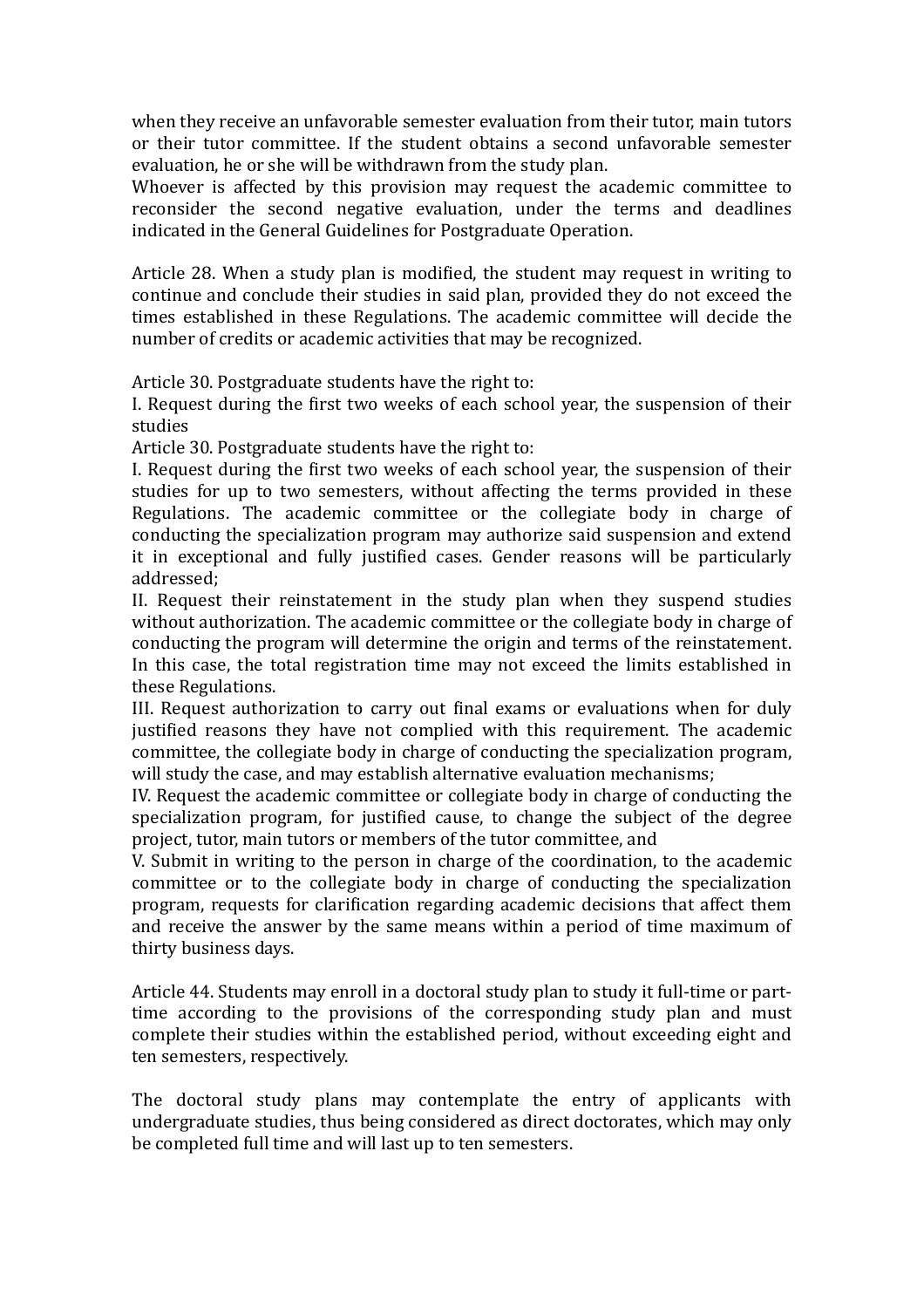when they receive an unfavorable semester evaluation from their tutor, main tutors or their tutor committee. If the student obtains a second unfavorable semester evaluation, he or she will be withdrawn from the study plan.
Whoever is affected by this provision may request the academic committee to reconsider the second negative evaluation, under the terms and deadlines indicated in the General Guidelines for Postgraduate Operation.

Article 28. When a study plan is modified, the student may request in writing to continue and conclude their studies in said plan, provided they do not exceed the times established in these Regulations. The academic committee will decide the number of credits or academic activities that may be recognized.

Article 30. Postgraduate students have the right to:
I. Request during the first two weeks of each school year, the suspension of their studies
Article 30. Postgraduate students have the right to:
I. Request during the first two weeks of each school year, the suspension of their studies for up to two semesters, without affecting the terms provided in these Regulations. The academic committee or the collegiate body in charge of conducting the specialization program may authorize said suspension and extend it in exceptional and fully justified cases. Gender reasons will be particularly addressed;
II. Request their reinstatement in the study plan when they suspend studies without authorization. The academic committee or the collegiate body in charge of conducting the program will determine the origin and terms of the reinstatement. In this case, the total registration time may not exceed the limits established in these Regulations.
III. Request authorization to carry out final exams or evaluations when for duly justified reasons they have not complied with this requirement. The academic committee, the collegiate body in charge of conducting the specialization program, will study the case, and may establish alternative evaluation mechanisms;
IV. Request the academic committee or collegiate body in charge of conducting the specialization program, for justified cause, to change the subject of the degree project, tutor, main tutors or members of the tutor committee, and
V. Submit in writing to the person in charge of the coordination, to the academic committee or to the collegiate body in charge of conducting the specialization program, requests for clarification regarding academic decisions that affect them and receive the answer by the same means within a period of time maximum of thirty business days.

Article 44. Students may enroll in a doctoral study plan to study it full-time or part-time according to the provisions of the corresponding study plan and must complete their studies within the established period, without exceeding eight and ten semesters, respectively.

The doctoral study plans may contemplate the entry of applicants with undergraduate studies, thus being considered as direct doctorates, which may only be completed full time and will last up to ten semesters.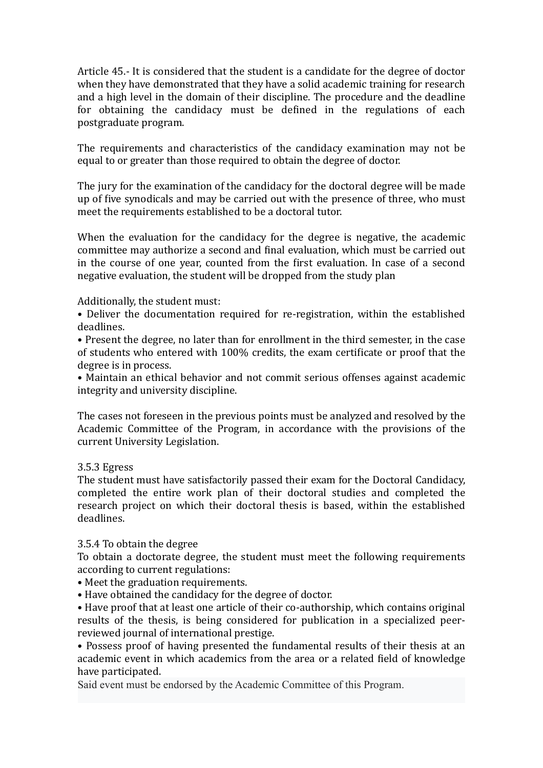Article 45.- It is considered that the student is a candidate for the degree of doctor when they have demonstrated that they have a solid academic training for research and a high level in the domain of their discipline. The procedure and the deadline for obtaining the candidacy must be defined in the regulations of each postgraduate program.

The requirements and characteristics of the candidacy examination may not be equal to or greater than those required to obtain the degree of doctor.

The jury for the examination of the candidacy for the doctoral degree will be made up of five synodicals and may be carried out with the presence of three, who must meet the requirements established to be a doctoral tutor.

When the evaluation for the candidacy for the degree is negative, the academic committee may authorize a second and final evaluation, which must be carried out in the course of one year, counted from the first evaluation. In case of a second negative evaluation, the student will be dropped from the study plan

Additionally, the student must:

- Deliver the documentation required for re-registration, within the established deadlines.
- Present the degree, no later than for enrollment in the third semester, in the case of students who entered with 100% credits, the exam certificate or proof that the degree is in process.
- Maintain an ethical behavior and not commit serious offenses against academic integrity and university discipline.

The cases not foreseen in the previous points must be analyzed and resolved by the Academic Committee of the Program, in accordance with the provisions of the current University Legislation.

### 3.5.3 Egress

The student must have satisfactorily passed their exam for the Doctoral Candidacy, completed the entire work plan of their doctoral studies and completed the research project on which their doctoral thesis is based, within the established deadlines.

### 3.5.4 To obtain the degree

To obtain a doctorate degree, the student must meet the following requirements according to current regulations:

- Meet the graduation requirements.
- Have obtained the candidacy for the degree of doctor.
- Have proof that at least one article of their co-authorship, which contains original results of the thesis, is being considered for publication in a specialized peer-reviewed journal of international prestige.
- Possess proof of having presented the fundamental results of their thesis at an academic event in which academics from the area or a related field of knowledge have participated.

Said event must be endorsed by the Academic Committee of this Program.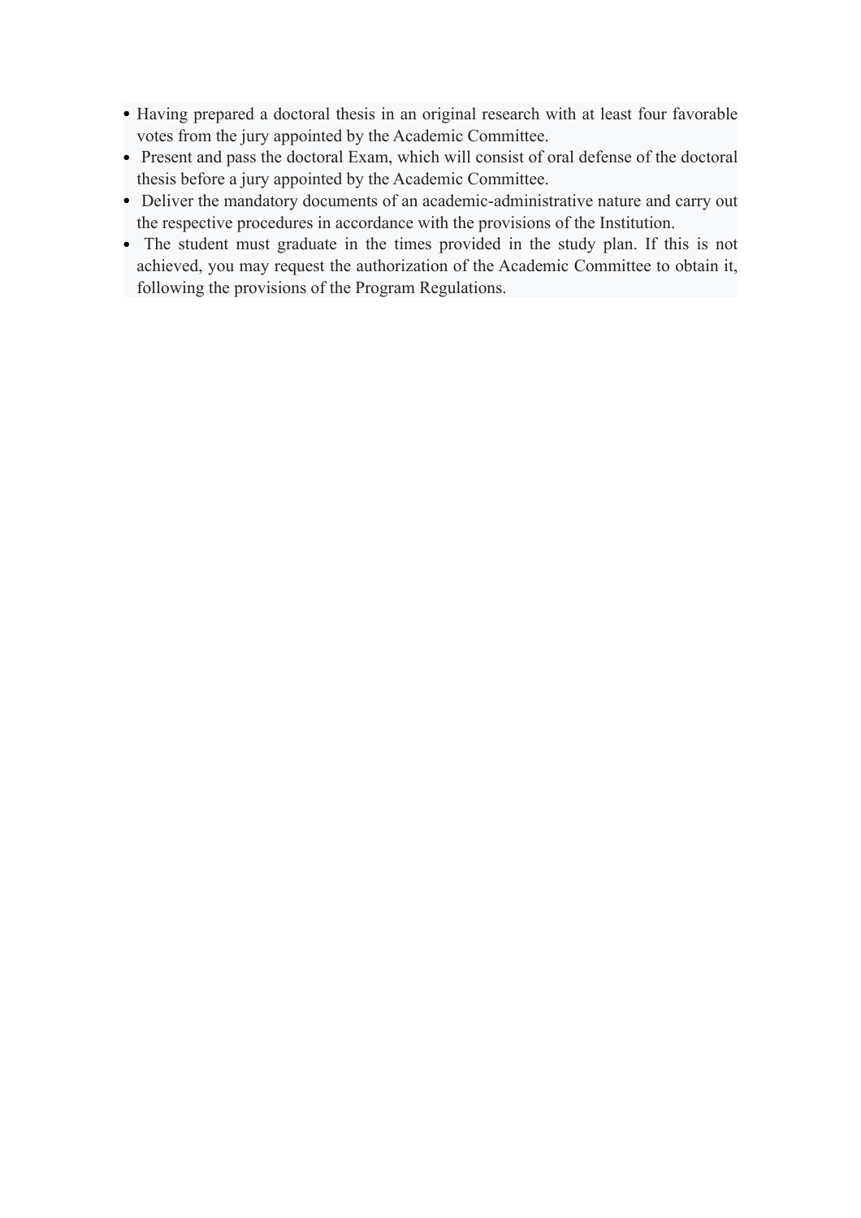- Having prepared a doctoral thesis in an original research with at least four favorable votes from the jury appointed by the Academic Committee.
- Present and pass the doctoral Exam, which will consist of oral defense of the doctoral thesis before a jury appointed by the Academic Committee.
- Deliver the mandatory documents of an academic-administrative nature and carry out the respective procedures in accordance with the provisions of the Institution.
- The student must graduate in the times provided in the study plan. If this is not achieved, you may request the authorization of the Academic Committee to obtain it, following the provisions of the Program Regulations.